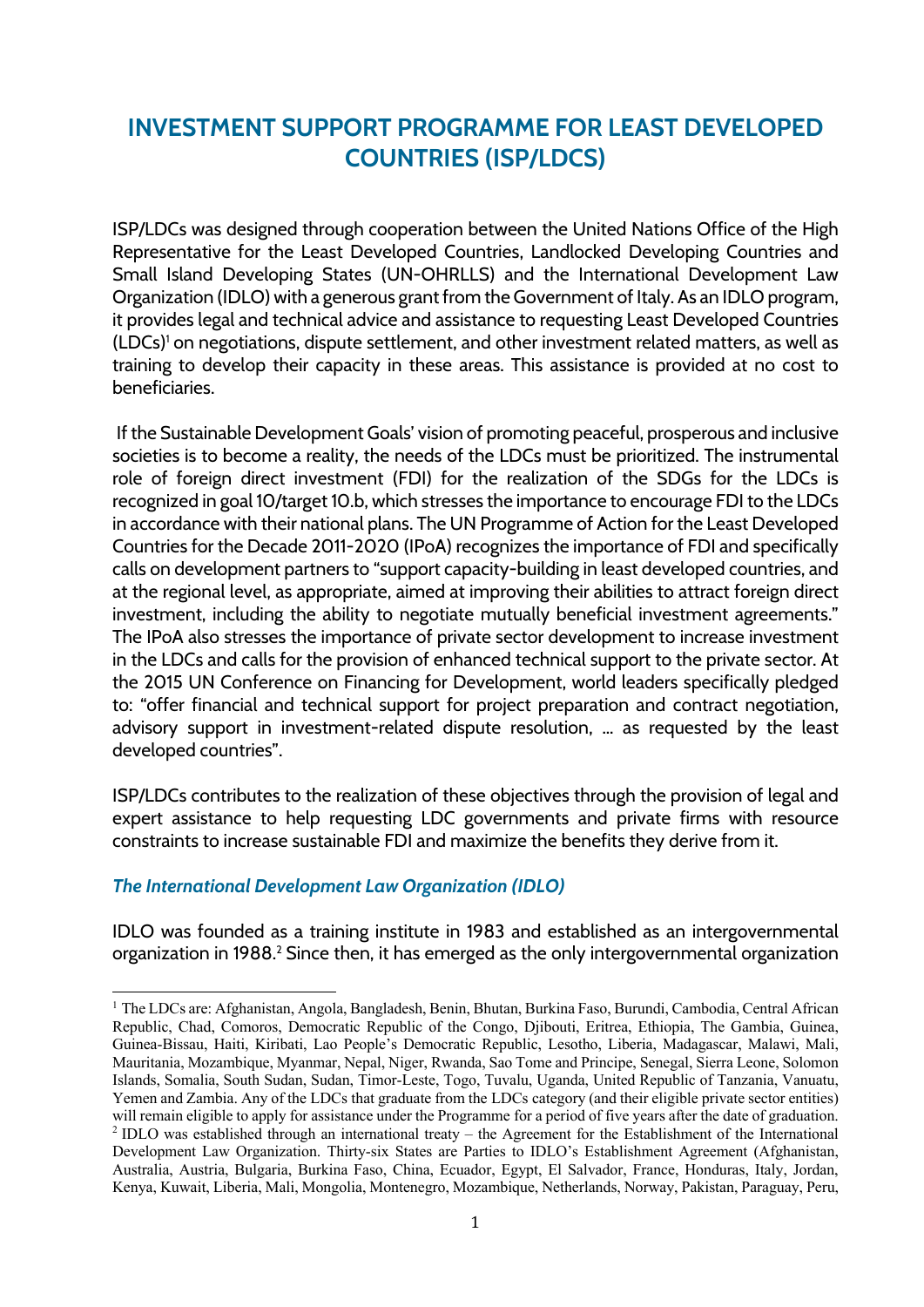# INVESTMENT SUPPORT PROGRAMME FOR LEAST DEVELOPED COUNTRIES (ISP/LDCS)

ISP/LDCs was designed through cooperation between the United Nations Office of the High Representative for the Least Developed Countries, Landlocked Developing Countries and Small Island Developing States (UN-OHRLLS) and the International Development Law Organization (IDLO) with a generous grant from the Government of Italy. As an IDLO program, it provides legal and technical advice and assistance to requesting Least Developed Countries (LDCs)[1] on negotiations, dispute settlement, and other investment related matters, as well as training to develop their capacity in these areas. This assistance is provided at no cost to beneficiaries.

If the Sustainable Development Goals' vision of promoting peaceful, prosperous and inclusive societies is to become a reality, the needs of the LDCs must be prioritized. The instrumental role of foreign direct investment (FDI) for the realization of the SDGs for the LDCs is recognized in goal 10/target 10.b, which stresses the importance to encourage FDI to the LDCs in accordance with their national plans. The UN Programme of Action for the Least Developed Countries for the Decade 2011-2020 (IPoA) recognizes the importance of FDI and specifically calls on development partners to "support capacity-building in least developed countries, and at the regional level, as appropriate, aimed at improving their abilities to attract foreign direct investment, including the ability to negotiate mutually beneficial investment agreements." The IPoA also stresses the importance of private sector development to increase investment in the LDCs and calls for the provision of enhanced technical support to the private sector. At the 2015 UN Conference on Financing for Development, world leaders specifically pledged to: "offer financial and technical support for project preparation and contract negotiation, advisory support in investment-related dispute resolution, … as requested by the least developed countries".

ISP/LDCs contributes to the realization of these objectives through the provision of legal and expert assistance to help requesting LDC governments and private firms with resource constraints to increase sustainable FDI and maximize the benefits they derive from it.

### *The International Development Law Organization (IDLO)*

IDLO was founded as a training institute in 1983 and established as an intergovernmental organization in 1988.[2] Since then, it has emerged as the only intergovernmental organization

---

[1] The LDCs are: Afghanistan, Angola, Bangladesh, Benin, Bhutan, Burkina Faso, Burundi, Cambodia, Central African Republic, Chad, Comoros, Democratic Republic of the Congo, Djibouti, Eritrea, Ethiopia, The Gambia, Guinea, Guinea-Bissau, Haiti, Kiribati, Lao People's Democratic Republic, Lesotho, Liberia, Madagascar, Malawi, Mali, Mauritania, Mozambique, Myanmar, Nepal, Niger, Rwanda, Sao Tome and Principe, Senegal, Sierra Leone, Solomon Islands, Somalia, South Sudan, Sudan, Timor-Leste, Togo, Tuvalu, Uganda, United Republic of Tanzania, Vanuatu, Yemen and Zambia. Any of the LDCs that graduate from the LDCs category (and their eligible private sector entities) will remain eligible to apply for assistance under the Programme for a period of five years after the date of graduation.

[2] IDLO was established through an international treaty – the Agreement for the Establishment of the International Development Law Organization. Thirty-six States are Parties to IDLO's Establishment Agreement (Afghanistan, Australia, Austria, Bulgaria, Burkina Faso, China, Ecuador, Egypt, El Salvador, France, Honduras, Italy, Jordan, Kenya, Kuwait, Liberia, Mali, Mongolia, Montenegro, Mozambique, Netherlands, Norway, Pakistan, Paraguay, Peru,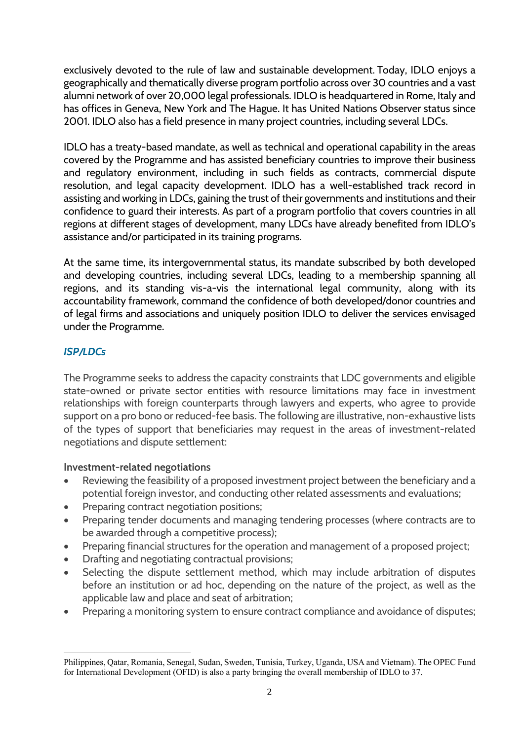exclusively devoted to the rule of law and sustainable development. Today, IDLO enjoys a geographically and thematically diverse program portfolio across over 30 countries and a vast alumni network of over 20,000 legal professionals. IDLO is headquartered in Rome, Italy and has offices in Geneva, New York and The Hague. It has United Nations Observer status since 2001. IDLO also has a field presence in many project countries, including several LDCs.

IDLO has a treaty-based mandate, as well as technical and operational capability in the areas covered by the Programme and has assisted beneficiary countries to improve their business and regulatory environment, including in such fields as contracts, commercial dispute resolution, and legal capacity development. IDLO has a well-established track record in assisting and working in LDCs, gaining the trust of their governments and institutions and their confidence to guard their interests. As part of a program portfolio that covers countries in all regions at different stages of development, many LDCs have already benefited from IDLO's assistance and/or participated in its training programs.

At the same time, its intergovernmental status, its mandate subscribed by both developed and developing countries, including several LDCs, leading to a membership spanning all regions, and its standing vis-a-vis the international legal community, along with its accountability framework, command the confidence of both developed/donor countries and of legal firms and associations and uniquely position IDLO to deliver the services envisaged under the Programme.

### *ISP/LDCs*

The Programme seeks to address the capacity constraints that LDC governments and eligible state-owned or private sector entities with resource limitations may face in investment relationships with foreign counterparts through lawyers and experts, who agree to provide support on a pro bono or reduced-fee basis. The following are illustrative, non-exhaustive lists of the types of support that beneficiaries may request in the areas of investment-related negotiations and dispute settlement:

**Investment-related negotiations**

- Reviewing the feasibility of a proposed investment project between the beneficiary and a potential foreign investor, and conducting other related assessments and evaluations;
- Preparing contract negotiation positions;
- Preparing tender documents and managing tendering processes (where contracts are to be awarded through a competitive process);
- Preparing financial structures for the operation and management of a proposed project;
- Drafting and negotiating contractual provisions;
- Selecting the dispute settlement method, which may include arbitration of disputes before an institution or ad hoc, depending on the nature of the project, as well as the applicable law and place and seat of arbitration;
- Preparing a monitoring system to ensure contract compliance and avoidance of disputes;

---

Philippines, Qatar, Romania, Senegal, Sudan, Sweden, Tunisia, Turkey, Uganda, USA and Vietnam). The OPEC Fund for International Development (OFID) is also a party bringing the overall membership of IDLO to 37.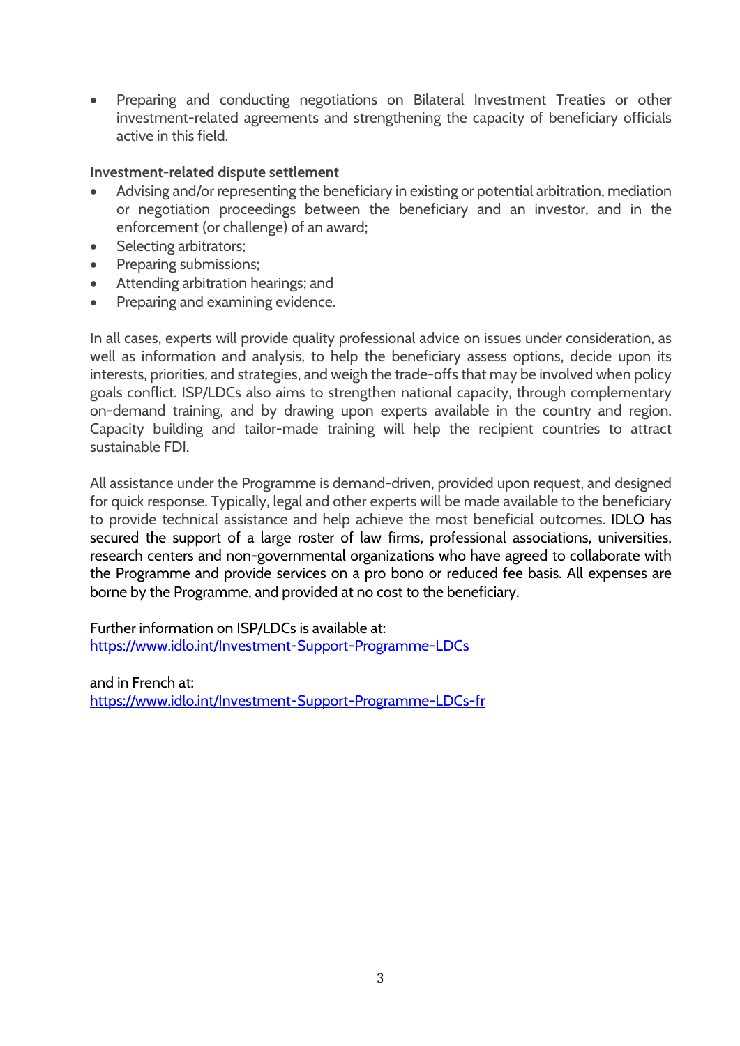- Preparing and conducting negotiations on Bilateral Investment Treaties or other investment-related agreements and strengthening the capacity of beneficiary officials active in this field.

**Investment-related dispute settlement**

- Advising and/or representing the beneficiary in existing or potential arbitration, mediation or negotiation proceedings between the beneficiary and an investor, and in the enforcement (or challenge) of an award;
- Selecting arbitrators;
- Preparing submissions;
- Attending arbitration hearings; and
- Preparing and examining evidence.

In all cases, experts will provide quality professional advice on issues under consideration, as well as information and analysis, to help the beneficiary assess options, decide upon its interests, priorities, and strategies, and weigh the trade-offs that may be involved when policy goals conflict. ISP/LDCs also aims to strengthen national capacity, through complementary on-demand training, and by drawing upon experts available in the country and region. Capacity building and tailor-made training will help the recipient countries to attract sustainable FDI.

All assistance under the Programme is demand-driven, provided upon request, and designed for quick response. Typically, legal and other experts will be made available to the beneficiary to provide technical assistance and help achieve the most beneficial outcomes. IDLO has secured the support of a large roster of law firms, professional associations, universities, research centers and non-governmental organizations who have agreed to collaborate with the Programme and provide services on a pro bono or reduced fee basis. All expenses are borne by the Programme, and provided at no cost to the beneficiary.

Further information on ISP/LDCs is available at:
https://www.idlo.int/Investment-Support-Programme-LDCs

and in French at:
https://www.idlo.int/Investment-Support-Programme-LDCs-fr